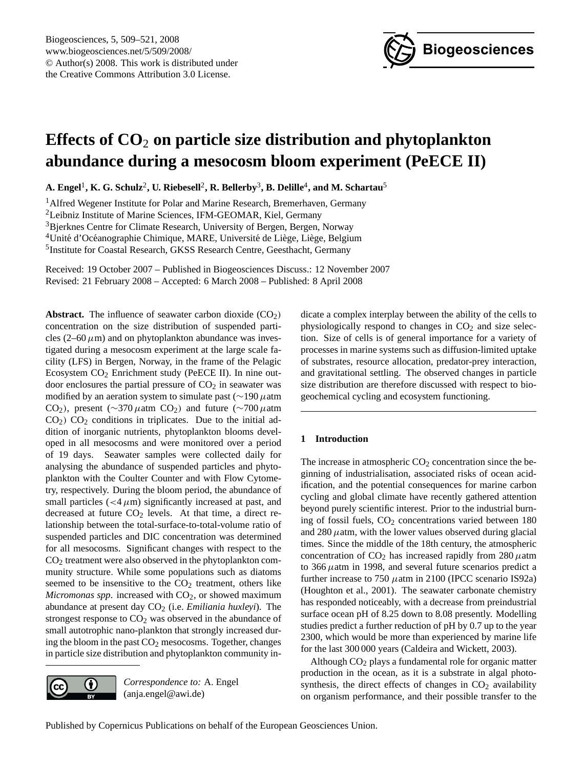# Effects of $CO_2$ on particle size distribution and phytoplankton abundance during a mesocosm bloom experiment (PeECE II)

**A. Engel[1], K. G. Schulz[2], U. Riebesell[2], R. Bellerby[3], B. Delille[4], and M. Schartau[5]**

[1]Alfred Wegener Institute for Polar and Marine Research, Bremerhaven, Germany
[2]Leibniz Institute of Marine Sciences, IFM-GEOMAR, Kiel, Germany
[3]Bjerknes Centre for Climate Research, University of Bergen, Bergen, Norway
[4]Unité d'Océanographie Chimique, MARE, Université de Liège, Liège, Belgium
[5]Institute for Coastal Research, GKSS Research Centre, Geesthacht, Germany

Received: 19 October 2007 – Published in Biogeosciences Discuss.: 12 November 2007
Revised: 21 February 2008 – Accepted: 6 March 2008 – Published: 8 April 2008

**Abstract.** The influence of seawater carbon dioxide ($CO_2$) concentration on the size distribution of suspended particles (2–60 $\mu$m) and on phytoplankton abundance was investigated during a mesocosm experiment at the large scale facility (LFS) in Bergen, Norway, in the frame of the Pelagic Ecosystem $CO_2$ Enrichment study (PeECE II). In nine outdoor enclosures the partial pressure of $CO_2$ in seawater was modified by an aeration system to simulate past (∼190 $\mu$atm $CO_2$), present (∼370 $\mu$atm $CO_2$) and future (∼700 $\mu$atm $CO_2$) $CO_2$ conditions in triplicates. Due to the initial addition of inorganic nutrients, phytoplankton blooms developed in all mesocosms and were monitored over a period of 19 days. Seawater samples were collected daily for analysing the abundance of suspended particles and phytoplankton with the Coulter Counter and with Flow Cytometry, respectively. During the bloom period, the abundance of small particles (<4 $\mu$m) significantly increased at past, and decreased at future $CO_2$ levels. At that time, a direct relationship between the total-surface-to-total-volume ratio of suspended particles and DIC concentration was determined for all mesocosms. Significant changes with respect to the $CO_2$ treatment were also observed in the phytoplankton community structure. While some populations such as diatoms seemed to be insensitive to the $CO_2$ treatment, others like *Micromonas spp*. increased with $CO_2$, or showed maximum abundance at present day $CO_2$ (i.e. *Emiliania huxleyi*). The strongest response to $CO_2$ was observed in the abundance of small autotrophic nano-plankton that strongly increased during the bloom in the past $CO_2$ mesocosms. Together, changes in particle size distribution and phytoplankton community indicate a complex interplay between the ability of the cells to physiologically respond to changes in $CO_2$ and size selection. Size of cells is of general importance for a variety of processes in marine systems such as diffusion-limited uptake of substrates, resource allocation, predator-prey interaction, and gravitational settling. The observed changes in particle size distribution are therefore discussed with respect to biogeochemical cycling and ecosystem functioning.

*Correspondence to:* A. Engel (anja.engel@awi.de)

## 1 Introduction

The increase in atmospheric $CO_2$ concentration since the beginning of industrialisation, associated risks of ocean acidification, and the potential consequences for marine carbon cycling and global climate have recently gathered attention beyond purely scientific interest. Prior to the industrial burning of fossil fuels, $CO_2$ concentrations varied between 180 and 280 $\mu$atm, with the lower values observed during glacial times. Since the middle of the 18th century, the atmospheric concentration of $CO_2$ has increased rapidly from 280 $\mu$atm to 366 $\mu$atm in 1998, and several future scenarios predict a further increase to 750 $\mu$atm in 2100 (IPCC scenario IS92a) (Houghton et al., 2001). The seawater carbonate chemistry has responded noticeably, with a decrease from preindustrial surface ocean pH of 8.25 down to 8.08 presently. Modelling studies predict a further reduction of pH by 0.7 up to the year 2300, which would be more than experienced by marine life for the last 300 000 years (Caldeira and Wickett, 2003).

Although $CO_2$ plays a fundamental role for organic matter production in the ocean, as it is a substrate in algal photosynthesis, the direct effects of changes in $CO_2$ availability on organism performance, and their possible transfer to the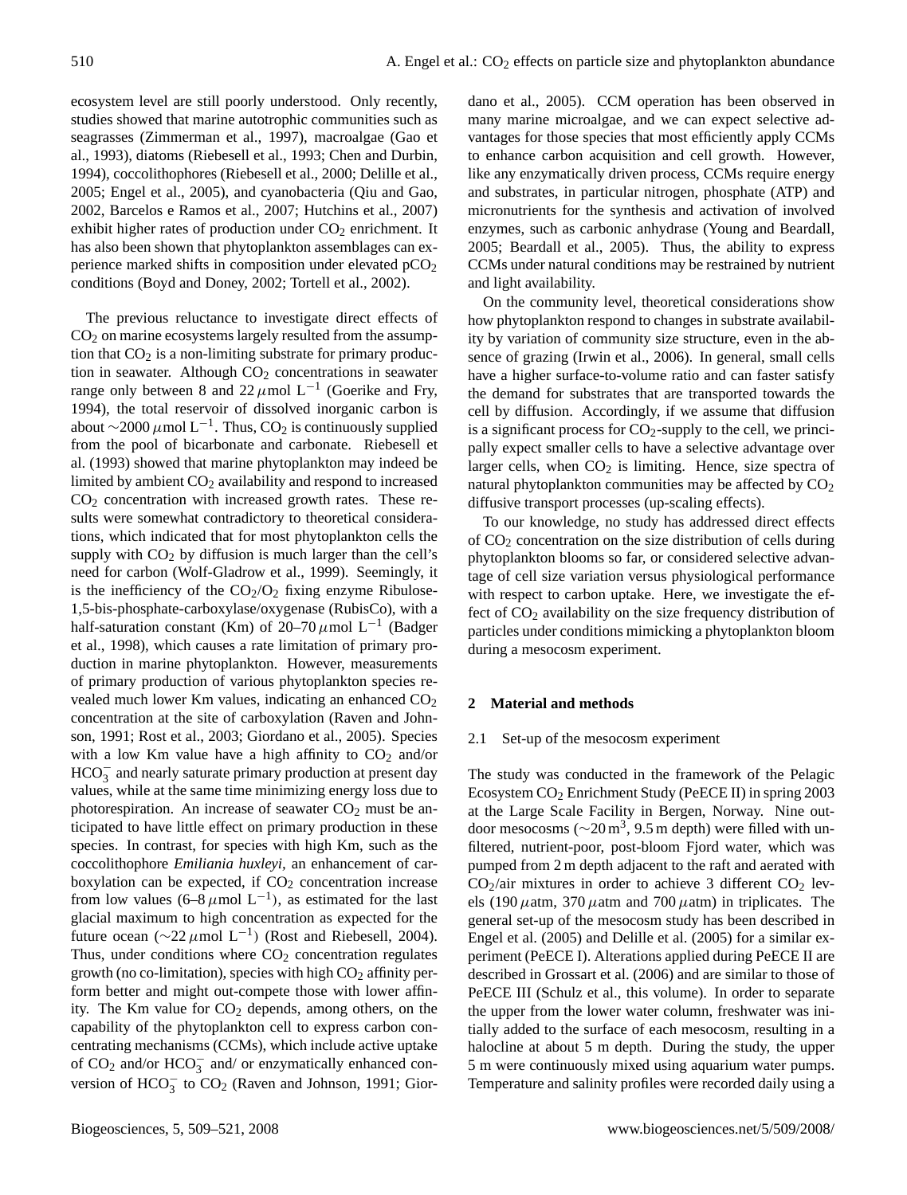ecosystem level are still poorly understood. Only recently, studies showed that marine autotrophic communities such as seagrasses (Zimmerman et al., 1997), macroalgae (Gao et al., 1993), diatoms (Riebesell et al., 1993; Chen and Durbin, 1994), coccolithophores (Riebesell et al., 2000; Delille et al., 2005; Engel et al., 2005), and cyanobacteria (Qiu and Gao, 2002, Barcelos e Ramos et al., 2007; Hutchins et al., 2007) exhibit higher rates of production under $CO_2$ enrichment. It has also been shown that phytoplankton assemblages can experience marked shifts in composition under elevated $pCO_2$ conditions (Boyd and Doney, 2002; Tortell et al., 2002).

The previous reluctance to investigate direct effects of $CO_2$ on marine ecosystems largely resulted from the assumption that $CO_2$ is a non-limiting substrate for primary production in seawater. Although $CO_2$ concentrations in seawater range only between 8 and 22 $\mu$mol $L^{-1}$ (Goerike and Fry, 1994), the total reservoir of dissolved inorganic carbon is about ~2000 $\mu$mol $L^{-1}$. Thus, $CO_2$ is continuously supplied from the pool of bicarbonate and carbonate. Riebesell et al. (1993) showed that marine phytoplankton may indeed be limited by ambient $CO_2$ availability and respond to increased $CO_2$ concentration with increased growth rates. These results were somewhat contradictory to theoretical considerations, which indicated that for most phytoplankton cells the supply with $CO_2$ by diffusion is much larger than the cell's need for carbon (Wolf-Gladrow et al., 1999). Seemingly, it is the inefficiency of the $CO_2/O_2$ fixing enzyme Ribulose-1,5-bis-phosphate-carboxylase/oxygenase (RubisCo), with a half-saturation constant (Km) of 20–70 $\mu$mol $L^{-1}$ (Badger et al., 1998), which causes a rate limitation of primary production in marine phytoplankton. However, measurements of primary production of various phytoplankton species revealed much lower Km values, indicating an enhanced $CO_2$ concentration at the site of carboxylation (Raven and Johnson, 1991; Rost et al., 2003; Giordano et al., 2005). Species with a low Km value have a high affinity to $CO_2$ and/or $HCO_3^-$ and nearly saturate primary production at present day values, while at the same time minimizing energy loss due to photorespiration. An increase of seawater $CO_2$ must be anticipated to have little effect on primary production in these species. In contrast, for species with high Km, such as the coccolithophore *Emiliania huxleyi*, an enhancement of carboxylation can be expected, if $CO_2$ concentration increase from low values (6–8 $\mu$mol $L^{-1}$), as estimated for the last glacial maximum to high concentration as expected for the future ocean (~22 $\mu$mol $L^{-1}$) (Rost and Riebesell, 2004). Thus, under conditions where $CO_2$ concentration regulates growth (no co-limitation), species with high $CO_2$ affinity perform better and might out-compete those with lower affinity. The Km value for $CO_2$ depends, among others, on the capability of the phytoplankton cell to express carbon concentrating mechanisms (CCMs), which include active uptake of $CO_2$ and/or $HCO_3^-$ and/ or enzymatically enhanced conversion of $HCO_3^-$ to $CO_2$ (Raven and Johnson, 1991; Giordano et al., 2005). CCM operation has been observed in many marine microalgae, and we can expect selective advantages for those species that most efficiently apply CCMs to enhance carbon acquisition and cell growth. However, like any enzymatically driven process, CCMs require energy and substrates, in particular nitrogen, phosphate (ATP) and micronutrients for the synthesis and activation of involved enzymes, such as carbonic anhydrase (Young and Beardall, 2005; Beardall et al., 2005). Thus, the ability to express CCMs under natural conditions may be restrained by nutrient and light availability.

On the community level, theoretical considerations show how phytoplankton respond to changes in substrate availability by variation of community size structure, even in the absence of grazing (Irwin et al., 2006). In general, small cells have a higher surface-to-volume ratio and can faster satisfy the demand for substrates that are transported towards the cell by diffusion. Accordingly, if we assume that diffusion is a significant process for $CO_2$-supply to the cell, we principally expect smaller cells to have a selective advantage over larger cells, when $CO_2$ is limiting. Hence, size spectra of natural phytoplankton communities may be affected by $CO_2$ diffusive transport processes (up-scaling effects).

To our knowledge, no study has addressed direct effects of $CO_2$ concentration on the size distribution of cells during phytoplankton blooms so far, or considered selective advantage of cell size variation versus physiological performance with respect to carbon uptake. Here, we investigate the effect of $CO_2$ availability on the size frequency distribution of particles under conditions mimicking a phytoplankton bloom during a mesocosm experiment.

## 2 Material and methods

### 2.1 Set-up of the mesocosm experiment

The study was conducted in the framework of the Pelagic Ecosystem $CO_2$ Enrichment Study (PeECE II) in spring 2003 at the Large Scale Facility in Bergen, Norway. Nine outdoor mesocosms (~20 $m^3$, 9.5 m depth) were filled with unfiltered, nutrient-poor, post-bloom Fjord water, which was pumped from 2 m depth adjacent to the raft and aerated with $CO_2$/air mixtures in order to achieve 3 different $CO_2$ levels (190 $\mu$atm, 370 $\mu$atm and 700 $\mu$atm) in triplicates. The general set-up of the mesocosm study has been described in Engel et al. (2005) and Delille et al. (2005) for a similar experiment (PeECE I). Alterations applied during PeECE II are described in Grossart et al. (2006) and are similar to those of PeECE III (Schulz et al., this volume). In order to separate the upper from the lower water column, freshwater was initially added to the surface of each mesocosm, resulting in a halocline at about 5 m depth. During the study, the upper 5 m were continuously mixed using aquarium water pumps. Temperature and salinity profiles were recorded daily using a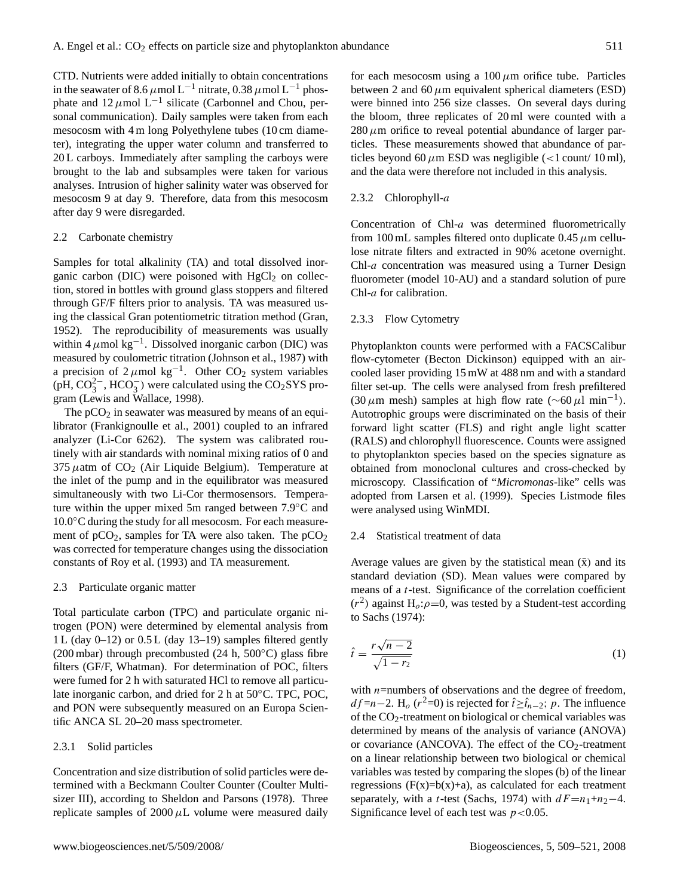CTD. Nutrients were added initially to obtain concentrations in the seawater of 8.6 $\mu$mol L$^{-1}$ nitrate, 0.38 $\mu$mol L$^{-1}$ phosphate and 12 $\mu$mol L$^{-1}$ silicate (Carbonnel and Chou, personal communication). Daily samples were taken from each mesocosm with 4 m long Polyethylene tubes (10 cm diameter), integrating the upper water column and transferred to 20 L carboys. Immediately after sampling the carboys were brought to the lab and subsamples were taken for various analyses. Intrusion of higher salinity water was observed for mesocosm 9 at day 9. Therefore, data from this mesocosm after day 9 were disregarded.

### 2.2 Carbonate chemistry

Samples for total alkalinity (TA) and total dissolved inorganic carbon (DIC) were poisoned with $HgCl_2$ on collection, stored in bottles with ground glass stoppers and filtered through GF/F filters prior to analysis. TA was measured using the classical Gran potentiometric titration method (Gran, 1952). The reproducibility of measurements was usually within 4 $\mu$mol kg$^{-1}$. Dissolved inorganic carbon (DIC) was measured by coulometric titration (Johnson et al., 1987) with a precision of 2 $\mu$mol kg$^{-1}$. Other $CO_2$ system variables (pH, $CO_3^{2-}$, $HCO_3^-$) were calculated using the $CO_2$SYS program (Lewis and Wallace, 1998).

The $pCO_2$ in seawater was measured by means of an equilibrator (Frankignoulle et al., 2001) coupled to an infrared analyzer (Li-Cor 6262). The system was calibrated routinely with air standards with nominal mixing ratios of 0 and 375 $\mu$atm of $CO_2$ (Air Liquide Belgium). Temperature at the inlet of the pump and in the equilibrator was measured simultaneously with two Li-Cor thermosensors. Temperature within the upper mixed 5m ranged between 7.9°C and 10.0°C during the study for all mesocosm. For each measurement of $pCO_2$, samples for TA were also taken. The $pCO_2$ was corrected for temperature changes using the dissociation constants of Roy et al. (1993) and TA measurement.

### 2.3 Particulate organic matter

Total particulate carbon (TPC) and particulate organic nitrogen (PON) were determined by elemental analysis from 1 L (day 0–12) or 0.5 L (day 13–19) samples filtered gently (200 mbar) through precombusted (24 h, 500°C) glass fibre filters (GF/F, Whatman). For determination of POC, filters were fumed for 2 h with saturated HCl to remove all particulate inorganic carbon, and dried for 2 h at 50°C. TPC, POC, and PON were subsequently measured on an Europa Scientific ANCA SL 20–20 mass spectrometer.

#### 2.3.1 Solid particles

Concentration and size distribution of solid particles were determined with a Beckmann Coulter Counter (Coulter Multisizer III), according to Sheldon and Parsons (1978). Three replicate samples of 2000 $\mu$L volume were measured daily for each mesocosm using a 100 $\mu$m orifice tube. Particles between 2 and 60 $\mu$m equivalent spherical diameters (ESD) were binned into 256 size classes. On several days during the bloom, three replicates of 20 ml were counted with a 280 $\mu$m orifice to reveal potential abundance of larger particles. These measurements showed that abundance of particles beyond 60 $\mu$m ESD was negligible (<1 count/ 10 ml), and the data were therefore not included in this analysis.

#### 2.3.2 Chlorophyll-*a*

Concentration of Chl-*a* was determined fluorometrically from 100 mL samples filtered onto duplicate 0.45 $\mu$m cellulose nitrate filters and extracted in 90% acetone overnight. Chl-*a* concentration was measured using a Turner Design fluorometer (model 10-AU) and a standard solution of pure Chl-*a* for calibration.

#### 2.3.3 Flow Cytometry

Phytoplankton counts were performed with a FACSCalibur flow-cytometer (Becton Dickinson) equipped with an air-cooled laser providing 15 mW at 488 nm and with a standard filter set-up. The cells were analysed from fresh prefiltered (30 $\mu$m mesh) samples at high flow rate (~60 $\mu$l min$^{-1}$). Autotrophic groups were discriminated on the basis of their forward light scatter (FLS) and right angle light scatter (RALS) and chlorophyll fluorescence. Counts were assigned to phytoplankton species based on the species signature as obtained from monoclonal cultures and cross-checked by microscopy. Classification of "*Micromonas*-like" cells was adopted from Larsen et al. (1999). Species Listmode files were analysed using WinMDI.

### 2.4 Statistical treatment of data

Average values are given by the statistical mean ($\bar{x}$) and its standard deviation (SD). Mean values were compared by means of a *t*-test. Significance of the correlation coefficient ($r^2$) against $H_o$:$\rho$=0, was tested by a Student-test according to Sachs (1974):

$$\hat{t} = \frac{r\sqrt{n-2}}{\sqrt{1-r_2}} \tag{1}$$

with $n$=numbers of observations and the degree of freedom, $df=n-2$. $H_o$ ($r^2$=0) is rejected for $\hat{t} \geq \hat{t}_{n-2}; p$. The influence of the $CO_2$-treatment on biological or chemical variables was determined by means of the analysis of variance (ANOVA) or covariance (ANCOVA). The effect of the $CO_2$-treatment on a linear relationship between two biological or chemical variables was tested by comparing the slopes (b) of the linear regressions (F(x)=b(x)+a), as calculated for each treatment separately, with a *t*-test (Sachs, 1974) with $dF=n_1+n_2-4$. Significance level of each test was $p<0.05$.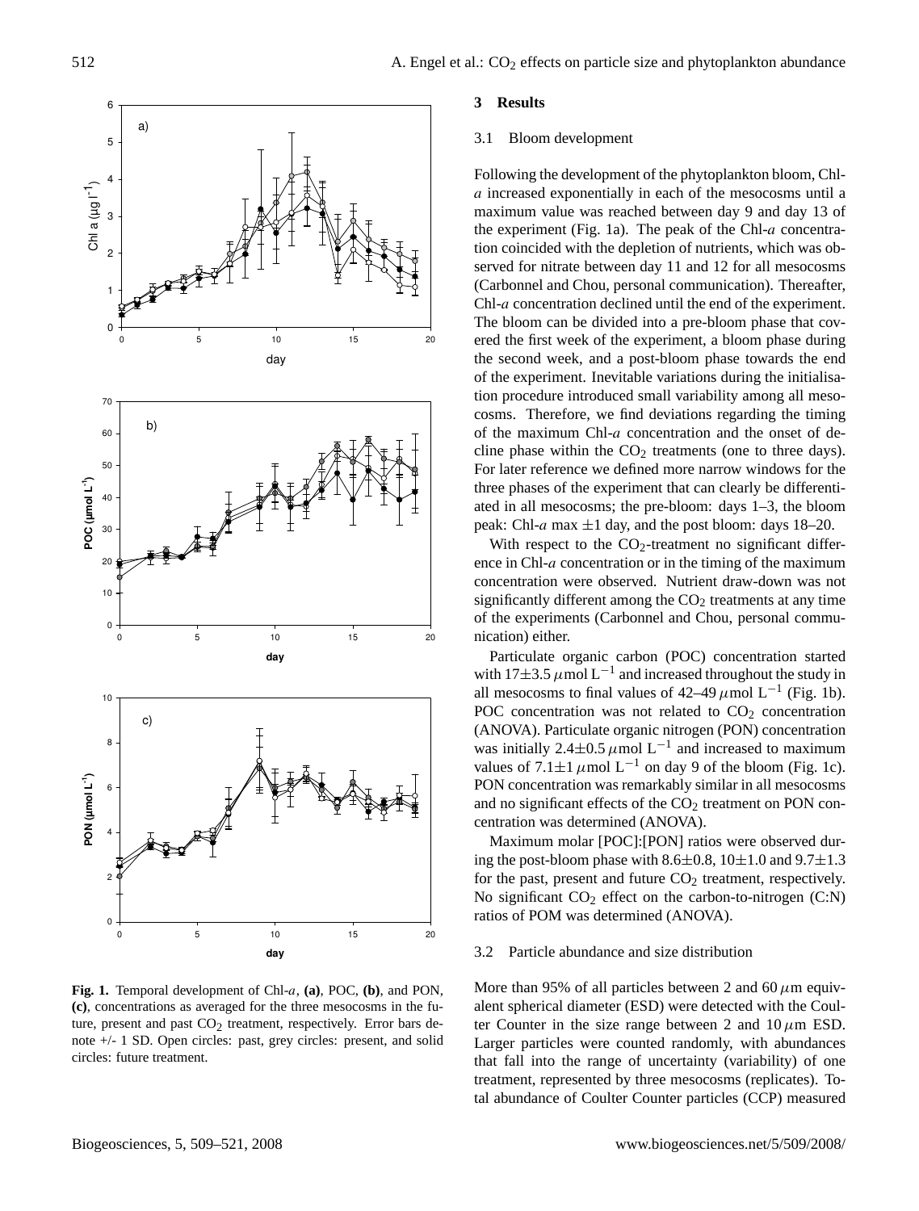**Fig. 1.** Temporal development of Chl-*a*, **(a)**, POC, **(b)**, and PON, **(c)**, concentrations as averaged for the three mesocosms in the future, present and past $CO_2$ treatment, respectively. Error bars denote +/- 1 SD. Open circles: past, grey circles: present, and solid circles: future treatment.

## 3 Results

### 3.1 Bloom development

Following the development of the phytoplankton bloom, Chl-*a* increased exponentially in each of the mesocosms until a maximum value was reached between day 9 and day 13 of the experiment (Fig. 1a). The peak of the Chl-*a* concentration coincided with the depletion of nutrients, which was observed for nitrate between day 11 and 12 for all mesocosms (Carbonnel and Chou, personal communication). Thereafter, Chl-*a* concentration declined until the end of the experiment. The bloom can be divided into a pre-bloom phase that covered the first week of the experiment, a bloom phase during the second week, and a post-bloom phase towards the end of the experiment. Inevitable variations during the initialisation procedure introduced small variability among all mesocosms. Therefore, we find deviations regarding the timing of the maximum Chl-*a* concentration and the onset of decline phase within the $CO_2$ treatments (one to three days). For later reference we defined more narrow windows for the three phases of the experiment that can clearly be differentiated in all mesocosms; the pre-bloom: days 1–3, the bloom peak: Chl-*a* max ±1 day, and the post bloom: days 18–20.

With respect to the $CO_2$-treatment no significant difference in Chl-*a* concentration or in the timing of the maximum concentration were observed. Nutrient draw-down was not significantly different among the $CO_2$ treatments at any time of the experiments (Carbonnel and Chou, personal communication) either.

Particulate organic carbon (POC) concentration started with $17\pm3.5\,\mu$mol $L^{-1}$ and increased throughout the study in all mesocosms to final values of 42–49 $\mu$mol $L^{-1}$ (Fig. 1b). POC concentration was not related to $CO_2$ concentration (ANOVA). Particulate organic nitrogen (PON) concentration was initially $2.4\pm0.5\,\mu$mol $L^{-1}$ and increased to maximum values of $7.1\pm1\,\mu$mol $L^{-1}$ on day 9 of the bloom (Fig. 1c). PON concentration was remarkably similar in all mesocosms and no significant effects of the $CO_2$ treatment on PON concentration was determined (ANOVA).

Maximum molar [POC]:[PON] ratios were observed during the post-bloom phase with $8.6\pm0.8$, $10\pm1.0$ and $9.7\pm1.3$ for the past, present and future $CO_2$ treatment, respectively. No significant $CO_2$ effect on the carbon-to-nitrogen (C:N) ratios of POM was determined (ANOVA).

### 3.2 Particle abundance and size distribution

More than 95% of all particles between 2 and 60 $\mu$m equivalent spherical diameter (ESD) were detected with the Coulter Counter in the size range between 2 and 10 $\mu$m ESD. Larger particles were counted randomly, with abundances that fall into the range of uncertainty (variability) of one treatment, represented by three mesocosms (replicates). Total abundance of Coulter Counter particles (CCP) measured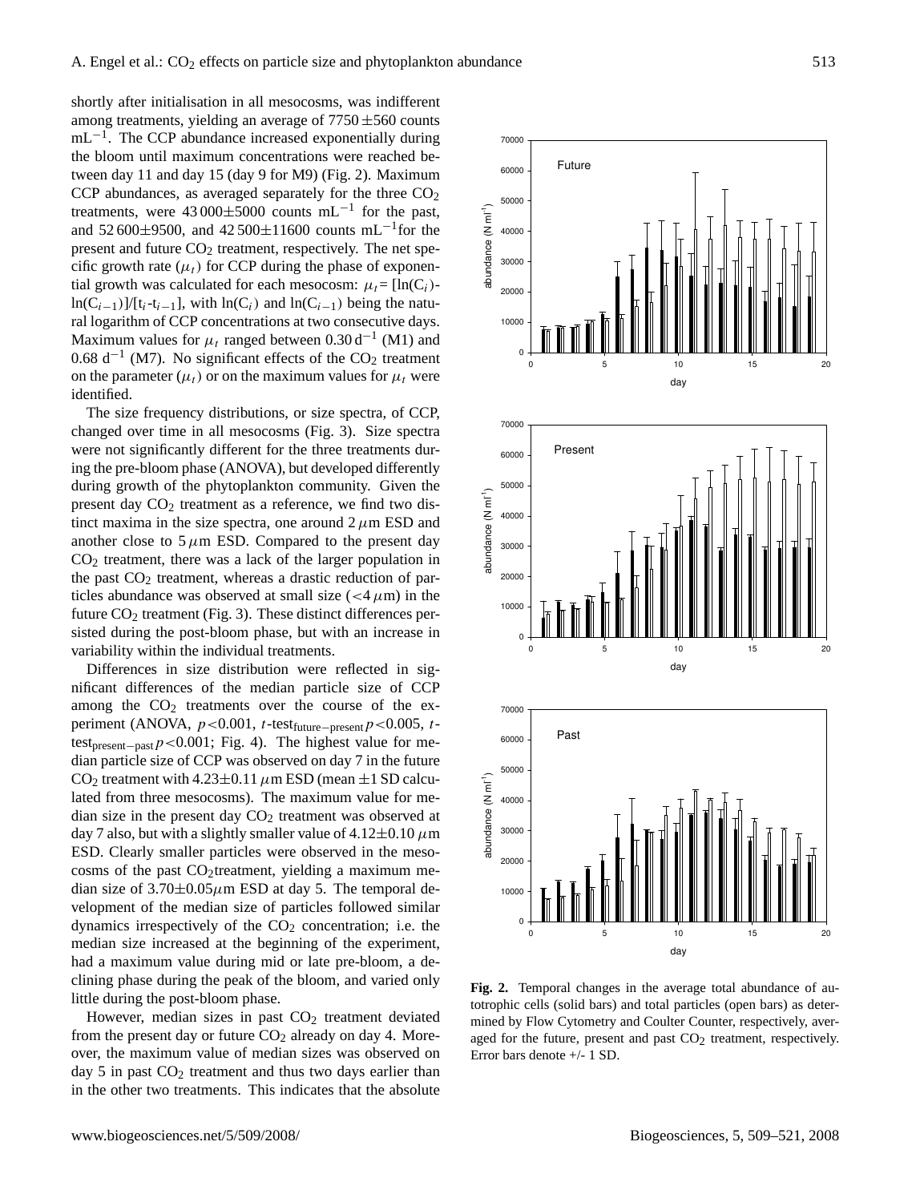shortly after initialisation in all mesocosms, was indifferent among treatments, yielding an average of $7750 \pm 560$ counts $mL^{-1}$. The CCP abundance increased exponentially during the bloom until maximum concentrations were reached between day 11 and day 15 (day 9 for M9) (Fig. 2). Maximum CCP abundances, as averaged separately for the three $CO_2$ treatments, were $43\,000 \pm 5000$ counts $mL^{-1}$ for the past, and $52\,600 \pm 9500$, and $42\,500 \pm 11600$ counts $mL^{-1}$ for the present and future $CO_2$ treatment, respectively. The net specific growth rate ($\mu_t$) for CCP during the phase of exponential growth was calculated for each mesocosm: $\mu_t = [\ln(C_i) - \ln(C_{i-1})]/[t_i - t_{i-1}]$, with $\ln(C_i)$ and $\ln(C_{i-1})$ being the natural logarithm of CCP concentrations at two consecutive days. Maximum values for $\mu_t$ ranged between $0.30\,d^{-1}$ (M1) and $0.68\,d^{-1}$ (M7). No significant effects of the $CO_2$ treatment on the parameter ($\mu_t$) or on the maximum values for $\mu_t$ were identified.

The size frequency distributions, or size spectra, of CCP, changed over time in all mesocosms (Fig. 3). Size spectra were not significantly different for the three treatments during the pre-bloom phase (ANOVA), but developed differently during growth of the phytoplankton community. Given the present day $CO_2$ treatment as a reference, we find two distinct maxima in the size spectra, one around $2\,\mu m$ ESD and another close to $5\,\mu m$ ESD. Compared to the present day $CO_2$ treatment, there was a lack of the larger population in the past $CO_2$ treatment, whereas a drastic reduction of particles abundance was observed at small size ($<4\,\mu m$) in the future $CO_2$ treatment (Fig. 3). These distinct differences persisted during the post-bloom phase, but with an increase in variability within the individual treatments.

Differences in size distribution were reflected in significant differences of the median particle size of CCP among the $CO_2$ treatments over the course of the experiment (ANOVA, $p < 0.001$, $t$-test$_{future-present}$ $p < 0.005$, $t$-test$_{present-past}$ $p < 0.001$; Fig. 4). The highest value for median particle size of CCP was observed on day 7 in the future $CO_2$ treatment with $4.23 \pm 0.11\,\mu m$ ESD (mean $\pm 1$ SD calculated from three mesocosms). The maximum value for median size in the present day $CO_2$ treatment was observed at day 7 also, but with a slightly smaller value of $4.12 \pm 0.10\,\mu m$ ESD. Clearly smaller particles were observed in the mesocosms of the past $CO_2$ treatment, yielding a maximum median size of $3.70 \pm 0.05\,\mu m$ ESD at day 5. The temporal development of the median size of particles followed similar dynamics irrespectively of the $CO_2$ concentration; i.e. the median size increased at the beginning of the experiment, had a maximum value during mid or late pre-bloom, a declining phase during the peak of the bloom, and varied only little during the post-bloom phase.

However, median sizes in past $CO_2$ treatment deviated from the present day or future $CO_2$ already on day 4. Moreover, the maximum value of median sizes was observed on day 5 in past $CO_2$ treatment and thus two days earlier than in the other two treatments. This indicates that the absolute

**Fig. 2.** Temporal changes in the average total abundance of autotrophic cells (solid bars) and total particles (open bars) as determined by Flow Cytometry and Coulter Counter, respectively, averaged for the future, present and past $CO_2$ treatment, respectively. Error bars denote +/- 1 SD.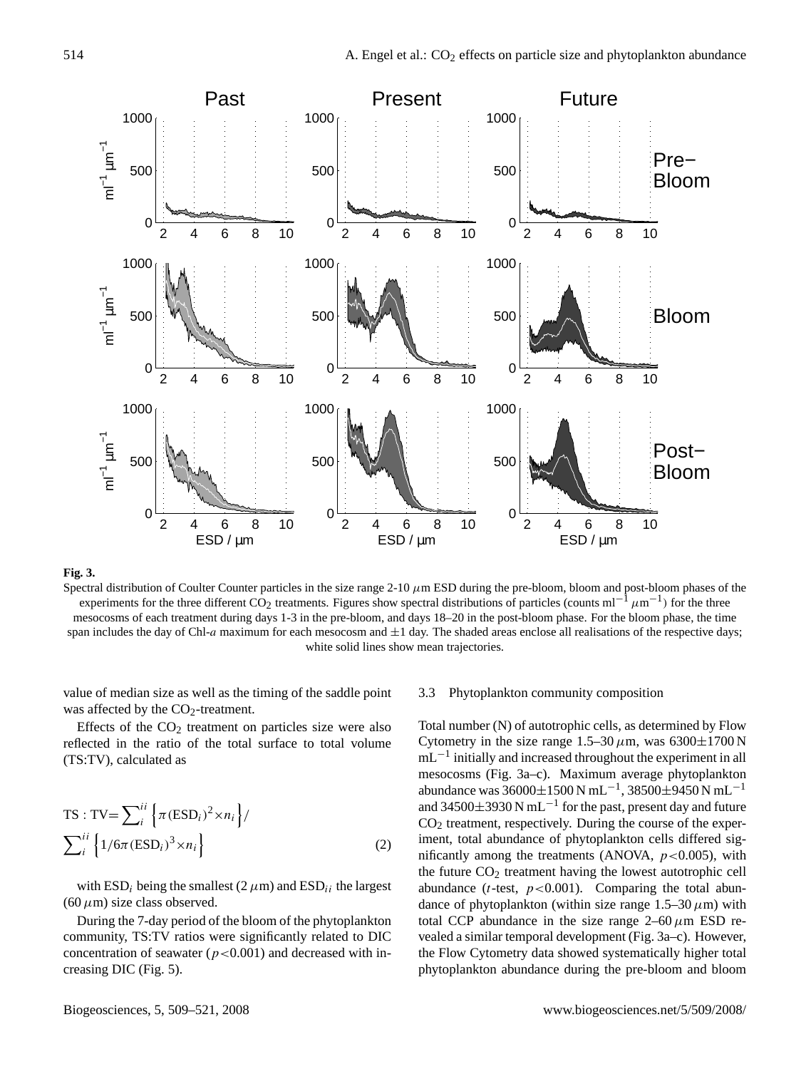**Fig. 3.**
Spectral distribution of Coulter Counter particles in the size range 2-10 $\mu$m ESD during the pre-bloom, bloom and post-bloom phases of the experiments for the three different $CO_2$ treatments. Figures show spectral distributions of particles (counts $ml^{-1}\,\mu m^{-1}$) for the three mesocosms of each treatment during days 1-3 in the pre-bloom, and days 18–20 in the post-bloom phase. For the bloom phase, the time span includes the day of Chl-*a* maximum for each mesocosm and $\pm$1 day. The shaded areas enclose all realisations of the respective days; white solid lines show mean trajectories.

value of median size as well as the timing of the saddle point was affected by the $CO_2$-treatment.

Effects of the $CO_2$ treatment on particles size were also reflected in the ratio of the total surface to total volume (TS:TV), calculated as

$$\mathrm{TS}:\mathrm{TV} = \sum_{i}^{ii}\left\{\pi(\mathrm{ESD}_i)^2 \times n_i\right\} / \sum_{i}^{ii}\left\{1/6\pi(\mathrm{ESD}_i)^3 \times n_i\right\} \quad (2)$$

with $\mathrm{ESD}_i$ being the smallest (2 $\mu$m) and $\mathrm{ESD}_{ii}$ the largest (60 $\mu$m) size class observed.

During the 7-day period of the bloom of the phytoplankton community, TS:TV ratios were significantly related to DIC concentration of seawater ($p<0.001$) and decreased with increasing DIC (Fig. 5).

### 3.3 Phytoplankton community composition

Total number (N) of autotrophic cells, as determined by Flow Cytometry in the size range 1.5–30 $\mu$m, was 6300$\pm$1700 N $mL^{-1}$ initially and increased throughout the experiment in all mesocosms (Fig. 3a–c). Maximum average phytoplankton abundance was 36000$\pm$1500 N $mL^{-1}$, 38500$\pm$9450 N $mL^{-1}$ and 34500$\pm$3930 N $mL^{-1}$ for the past, present day and future $CO_2$ treatment, respectively. During the course of the experiment, total abundance of phytoplankton cells differed significantly among the treatments (ANOVA, $p<0.005$), with the future $CO_2$ treatment having the lowest autotrophic cell abundance ($t$-test, $p<0.001$). Comparing the total abundance of phytoplankton (within size range 1.5–30 $\mu$m) with total CCP abundance in the size range 2–60 $\mu$m ESD revealed a similar temporal development (Fig. 3a–c). However, the Flow Cytometry data showed systematically higher total phytoplankton abundance during the pre-bloom and bloom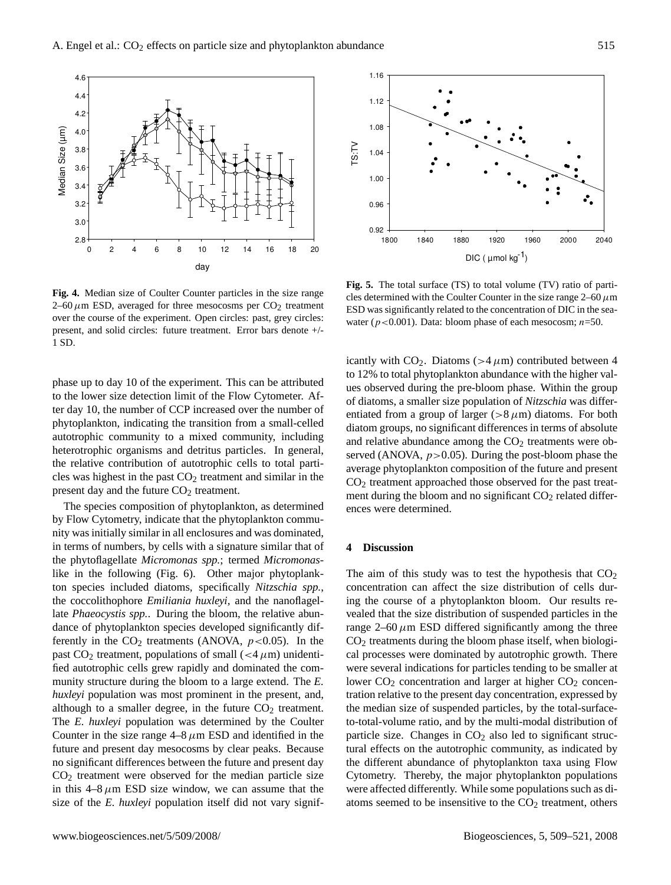**Fig. 4.** Median size of Coulter Counter particles in the size range 2–60 $\mu$m ESD, averaged for three mesocosms per $CO_2$ treatment over the course of the experiment. Open circles: past, grey circles: present, and solid circles: future treatment. Error bars denote +/- 1 SD.

**Fig. 5.** The total surface (TS) to total volume (TV) ratio of particles determined with the Coulter Counter in the size range 2–60 $\mu$m ESD was significantly related to the concentration of DIC in the seawater ($p<0.001$). Data: bloom phase of each mesocosm; $n=50$.

phase up to day 10 of the experiment. This can be attributed to the lower size detection limit of the Flow Cytometer. After day 10, the number of CCP increased over the number of phytoplankton, indicating the transition from a small-celled autotrophic community to a mixed community, including heterotrophic organisms and detritus particles. In general, the relative contribution of autotrophic cells to total particles was highest in the past $CO_2$ treatment and similar in the present day and the future $CO_2$ treatment.

The species composition of phytoplankton, as determined by Flow Cytometry, indicate that the phytoplankton community was initially similar in all enclosures and was dominated, in terms of numbers, by cells with a signature similar that of the phytoflagellate *Micromonas spp.*; termed *Micromonas*-like in the following (Fig. 6). Other major phytoplankton species included diatoms, specifically *Nitzschia spp.*, the coccolithophore *Emiliania huxleyi*, and the nanoflagellate *Phaeocystis spp.*. During the bloom, the relative abundance of phytoplankton species developed significantly differently in the $CO_2$ treatments (ANOVA, $p<0.05$). In the past $CO_2$ treatment, populations of small ($<4\,\mu$m) unidentified autotrophic cells grew rapidly and dominated the community structure during the bloom to a large extend. The *E. huxleyi* population was most prominent in the present, and, although to a smaller degree, in the future $CO_2$ treatment. The *E. huxleyi* population was determined by the Coulter Counter in the size range 4–8 $\mu$m ESD and identified in the future and present day mesocosms by clear peaks. Because no significant differences between the future and present day $CO_2$ treatment were observed for the median particle size in this 4–8 $\mu$m ESD size window, we can assume that the size of the *E. huxleyi* population itself did not vary significantly with $CO_2$. Diatoms ($>4\,\mu$m) contributed between 4 to 12% to total phytoplankton abundance with the higher values observed during the pre-bloom phase. Within the group of diatoms, a smaller size population of *Nitzschia* was differentiated from a group of larger ($>8\,\mu$m) diatoms. For both diatom groups, no significant differences in terms of absolute and relative abundance among the $CO_2$ treatments were observed (ANOVA, $p>0.05$). During the post-bloom phase the average phytoplankton composition of the future and present $CO_2$ treatment approached those observed for the past treatment during the bloom and no significant $CO_2$ related differences were determined.

## 4 Discussion

The aim of this study was to test the hypothesis that $CO_2$ concentration can affect the size distribution of cells during the course of a phytoplankton bloom. Our results revealed that the size distribution of suspended particles in the range 2–60 $\mu$m ESD differed significantly among the three $CO_2$ treatments during the bloom phase itself, when biological processes were dominated by autotrophic growth. There were several indications for particles tending to be smaller at lower $CO_2$ concentration and larger at higher $CO_2$ concentration relative to the present day concentration, expressed by the median size of suspended particles, by the total-surface-to-total-volume ratio, and by the multi-modal distribution of particle size. Changes in $CO_2$ also led to significant structural effects on the autotrophic community, as indicated by the different abundance of phytoplankton taxa using Flow Cytometry. Thereby, the major phytoplankton populations were affected differently. While some populations such as diatoms seemed to be insensitive to the $CO_2$ treatment, others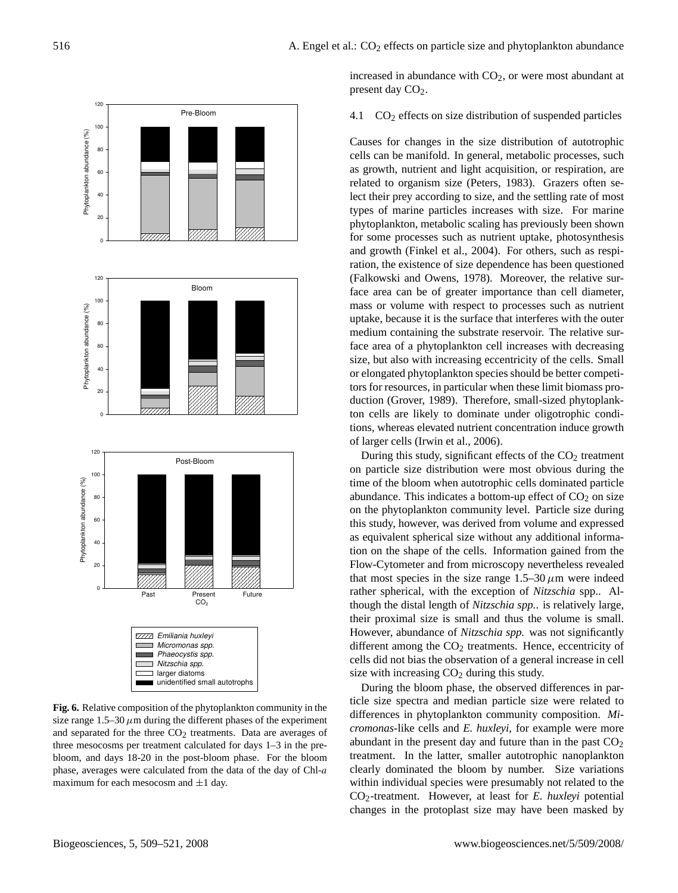**Fig. 6.** Relative composition of the phytoplankton community in the size range 1.5–30 $\mu$m during the different phases of the experiment and separated for the three $CO_2$ treatments. Data are averages of three mesocosms per treatment calculated for days 1–3 in the pre-bloom, and days 18-20 in the post-bloom phase. For the bloom phase, averages were calculated from the data of the day of Chl-*a* maximum for each mesocosm and ±1 day.

increased in abundance with $CO_2$, or were most abundant at present day $CO_2$.

### 4.1 $CO_2$ effects on size distribution of suspended particles

Causes for changes in the size distribution of autotrophic cells can be manifold. In general, metabolic processes, such as growth, nutrient and light acquisition, or respiration, are related to organism size (Peters, 1983). Grazers often select their prey according to size, and the settling rate of most types of marine particles increases with size. For marine phytoplankton, metabolic scaling has previously been shown for some processes such as nutrient uptake, photosynthesis and growth (Finkel et al., 2004). For others, such as respiration, the existence of size dependence has been questioned (Falkowski and Owens, 1978). Moreover, the relative surface area can be of greater importance than cell diameter, mass or volume with respect to processes such as nutrient uptake, because it is the surface that interferes with the outer medium containing the substrate reservoir. The relative surface area of a phytoplankton cell increases with decreasing size, but also with increasing eccentricity of the cells. Small or elongated phytoplankton species should be better competitors for resources, in particular when these limit biomass production (Grover, 1989). Therefore, small-sized phytoplankton cells are likely to dominate under oligotrophic conditions, whereas elevated nutrient concentration induce growth of larger cells (Irwin et al., 2006).

During this study, significant effects of the $CO_2$ treatment on particle size distribution were most obvious during the time of the bloom when autotrophic cells dominated particle abundance. This indicates a bottom-up effect of $CO_2$ on size on the phytoplankton community level. Particle size during this study, however, was derived from volume and expressed as equivalent spherical size without any additional information on the shape of the cells. Information gained from the Flow-Cytometer and from microscopy nevertheless revealed that most species in the size range 1.5–30 $\mu$m were indeed rather spherical, with the exception of *Nitzschia* spp.. Although the distal length of *Nitzschia spp.*. is relatively large, their proximal size is small and thus the volume is small. However, abundance of *Nitzschia spp.* was not significantly different among the $CO_2$ treatments. Hence, eccentricity of cells did not bias the observation of a general increase in cell size with increasing $CO_2$ during this study.

During the bloom phase, the observed differences in particle size spectra and median particle size were related to differences in phytoplankton community composition. *Micromonas*-like cells and *E. huxleyi*, for example were more abundant in the present day and future than in the past $CO_2$ treatment. In the latter, smaller autotrophic nanoplankton clearly dominated the bloom by number. Size variations within individual species were presumably not related to the $CO_2$-treatment. However, at least for *E. huxleyi* potential changes in the protoplast size may have been masked by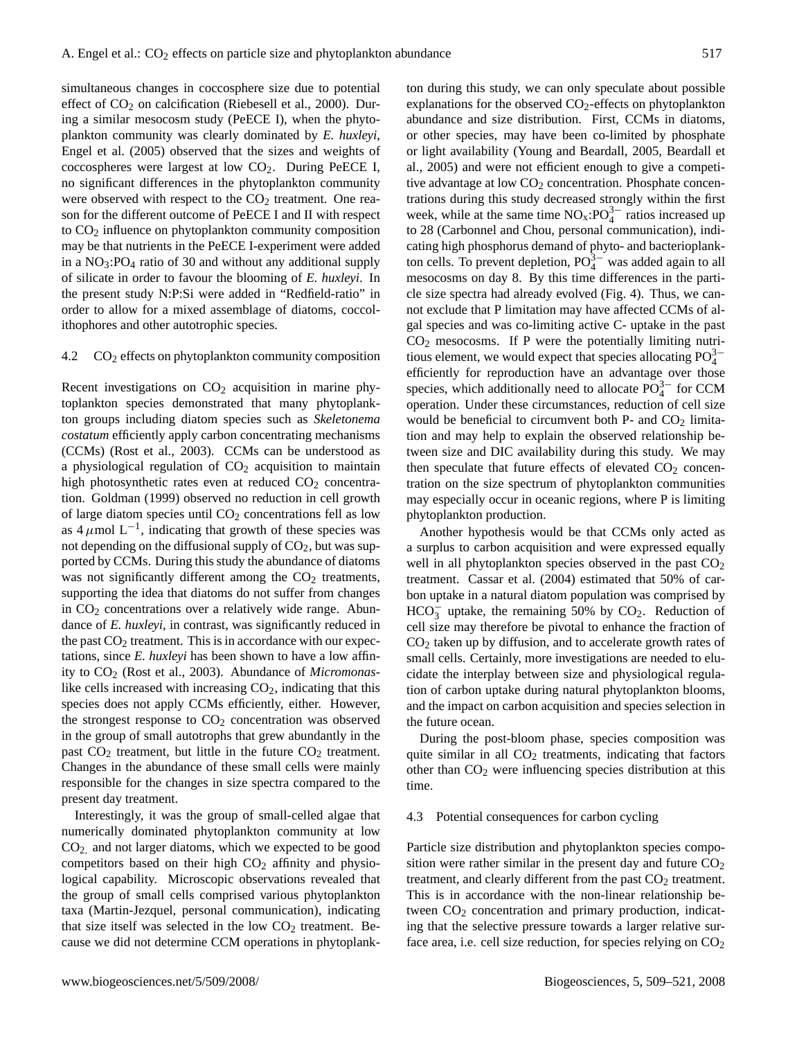simultaneous changes in coccosphere size due to potential effect of $CO_2$ on calcification (Riebesell et al., 2000). During a similar mesocosm study (PeECE I), when the phytoplankton community was clearly dominated by *E. huxleyi*, Engel et al. (2005) observed that the sizes and weights of coccospheres were largest at low $CO_2$. During PeECE I, no significant differences in the phytoplankton community were observed with respect to the $CO_2$ treatment. One reason for the different outcome of PeECE I and II with respect to $CO_2$ influence on phytoplankton community composition may be that nutrients in the PeECE I-experiment were added in a $NO_3$:$PO_4$ ratio of 30 and without any additional supply of silicate in order to favour the blooming of *E. huxleyi*. In the present study N:P:Si were added in "Redfield-ratio" in order to allow for a mixed assemblage of diatoms, coccolithophores and other autotrophic species.

### 4.2 $CO_2$ effects on phytoplankton community composition

Recent investigations on $CO_2$ acquisition in marine phytoplankton species demonstrated that many phytoplankton groups including diatom species such as *Skeletonema costatum* efficiently apply carbon concentrating mechanisms (CCMs) (Rost et al., 2003). CCMs can be understood as a physiological regulation of $CO_2$ acquisition to maintain high photosynthetic rates even at reduced $CO_2$ concentration. Goldman (1999) observed no reduction in cell growth of large diatom species until $CO_2$ concentrations fell as low as 4 $\mu$mol $L^{-1}$, indicating that growth of these species was not depending on the diffusional supply of $CO_2$, but was supported by CCMs. During this study the abundance of diatoms was not significantly different among the $CO_2$ treatments, supporting the idea that diatoms do not suffer from changes in $CO_2$ concentrations over a relatively wide range. Abundance of *E. huxleyi*, in contrast, was significantly reduced in the past $CO_2$ treatment. This is in accordance with our expectations, since *E. huxleyi* has been shown to have a low affinity to $CO_2$ (Rost et al., 2003). Abundance of *Micromonas*-like cells increased with increasing $CO_2$, indicating that this species does not apply CCMs efficiently, either. However, the strongest response to $CO_2$ concentration was observed in the group of small autotrophs that grew abundantly in the past $CO_2$ treatment, but little in the future $CO_2$ treatment. Changes in the abundance of these small cells were mainly responsible for the changes in size spectra compared to the present day treatment.

Interestingly, it was the group of small-celled algae that numerically dominated phytoplankton community at low $CO_2$, and not larger diatoms, which we expected to be good competitors based on their high $CO_2$ affinity and physiological capability. Microscopic observations revealed that the group of small cells comprised various phytoplankton taxa (Martin-Jezquel, personal communication), indicating that size itself was selected in the low $CO_2$ treatment. Because we did not determine CCM operations in phytoplankton during this study, we can only speculate about possible explanations for the observed $CO_2$-effects on phytoplankton abundance and size distribution. First, CCMs in diatoms, or other species, may have been co-limited by phosphate or light availability (Young and Beardall, 2005, Beardall et al., 2005) and were not efficient enough to give a competitive advantage at low $CO_2$ concentration. Phosphate concentrations during this study decreased strongly within the first week, while at the same time $NO_x$:$PO_4^{3-}$ ratios increased up to 28 (Carbonnel and Chou, personal communication), indicating high phosphorus demand of phyto- and bacterioplankton cells. To prevent depletion, $PO_4^{3-}$ was added again to all mesocosms on day 8. By this time differences in the particle size spectra had already evolved (Fig. 4). Thus, we cannot exclude that P limitation may have affected CCMs of algal species and was co-limiting active C- uptake in the past $CO_2$ mesocosms. If P were the potentially limiting nutritious element, we would expect that species allocating $PO_4^{3-}$ efficiently for reproduction have an advantage over those species, which additionally need to allocate $PO_4^{3-}$ for CCM operation. Under these circumstances, reduction of cell size would be beneficial to circumvent both P- and $CO_2$ limitation and may help to explain the observed relationship between size and DIC availability during this study. We may then speculate that future effects of elevated $CO_2$ concentration on the size spectrum of phytoplankton communities may especially occur in oceanic regions, where P is limiting phytoplankton production.

Another hypothesis would be that CCMs only acted as a surplus to carbon acquisition and were expressed equally well in all phytoplankton species observed in the past $CO_2$ treatment. Cassar et al. (2004) estimated that 50% of carbon uptake in a natural diatom population was comprised by $HCO_3^-$ uptake, the remaining 50% by $CO_2$. Reduction of cell size may therefore be pivotal to enhance the fraction of $CO_2$ taken up by diffusion, and to accelerate growth rates of small cells. Certainly, more investigations are needed to elucidate the interplay between size and physiological regulation of carbon uptake during natural phytoplankton blooms, and the impact on carbon acquisition and species selection in the future ocean.

During the post-bloom phase, species composition was quite similar in all $CO_2$ treatments, indicating that factors other than $CO_2$ were influencing species distribution at this time.

### 4.3 Potential consequences for carbon cycling

Particle size distribution and phytoplankton species composition were rather similar in the present day and future $CO_2$ treatment, and clearly different from the past $CO_2$ treatment. This is in accordance with the non-linear relationship between $CO_2$ concentration and primary production, indicating that the selective pressure towards a larger relative surface area, i.e. cell size reduction, for species relying on $CO_2$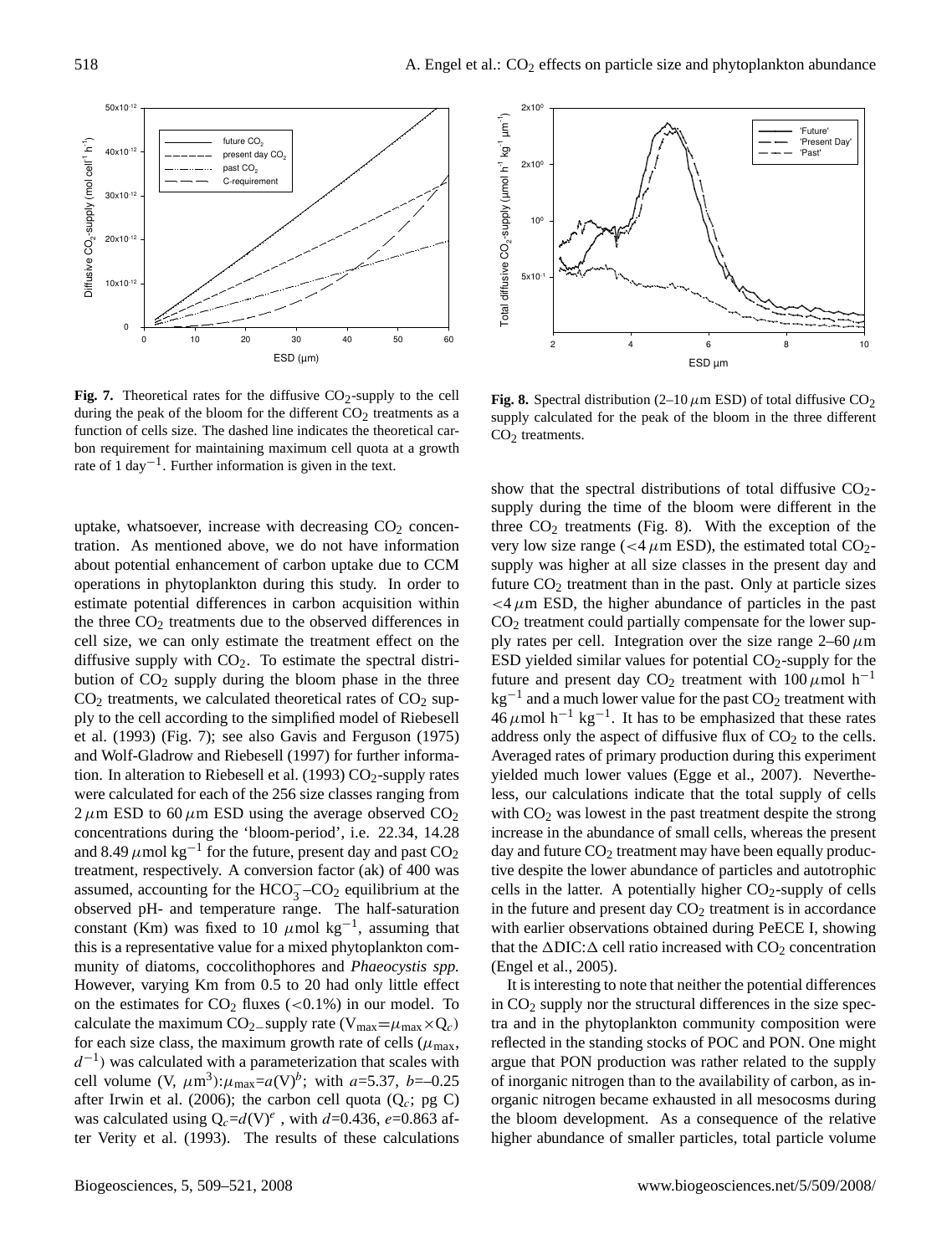**Fig. 7.** Theoretical rates for the diffusive $CO_2$-supply to the cell during the peak of the bloom for the different $CO_2$ treatments as a function of cells size. The dashed line indicates the theoretical carbon requirement for maintaining maximum cell quota at a growth rate of 1 day$^{-1}$. Further information is given in the text.

**Fig. 8.** Spectral distribution (2–10 $\mu$m ESD) of total diffusive $CO_2$ supply calculated for the peak of the bloom in the three different $CO_2$ treatments.

uptake, whatsoever, increase with decreasing $CO_2$ concentration. As mentioned above, we do not have information about potential enhancement of carbon uptake due to CCM operations in phytoplankton during this study. In order to estimate potential differences in carbon acquisition within the three $CO_2$ treatments due to the observed differences in cell size, we can only estimate the treatment effect on the diffusive supply with $CO_2$. To estimate the spectral distribution of $CO_2$ supply during the bloom phase in the three $CO_2$ treatments, we calculated theoretical rates of $CO_2$ supply to the cell according to the simplified model of Riebesell et al. (1993) (Fig. 7); see also Gavis and Ferguson (1975) and Wolf-Gladrow and Riebesell (1997) for further information. In alteration to Riebesell et al. (1993) $CO_2$-supply rates were calculated for each of the 256 size classes ranging from 2 $\mu$m ESD to 60 $\mu$m ESD using the average observed $CO_2$ concentrations during the 'bloom-period', i.e. 22.34, 14.28 and 8.49 $\mu$mol kg$^{-1}$ for the future, present day and past $CO_2$ treatment, respectively. A conversion factor (ak) of 400 was assumed, accounting for the $HCO_3^-$–$CO_2$ equilibrium at the observed pH- and temperature range. The half-saturation constant (Km) was fixed to 10 $\mu$mol kg$^{-1}$, assuming that this is a representative value for a mixed phytoplankton community of diatoms, coccolithophores and *Phaeocystis spp.* However, varying Km from 0.5 to 20 had only little effect on the estimates for $CO_2$ fluxes (<0.1%) in our model. To calculate the maximum $CO_2$–supply rate ($V_{max}=\mu_{max}\times Q_c$) for each size class, the maximum growth rate of cells ($\mu_{max}$, $d^{-1}$) was calculated with a parameterization that scales with cell volume (V, $\mu m^3$):$\mu_{max}=a(V)^b$; with $a$=5.37, $b$=–0.25 after Irwin et al. (2006); the carbon cell quota ($Q_c$; pg C) was calculated using $Q_c=d(V)^e$ , with $d$=0.436, $e$=0.863 after Verity et al. (1993). The results of these calculations show that the spectral distributions of total diffusive $CO_2$-supply during the time of the bloom were different in the three $CO_2$ treatments (Fig. 8). With the exception of the very low size range (<4 $\mu$m ESD), the estimated total $CO_2$-supply was higher at all size classes in the present day and future $CO_2$ treatment than in the past. Only at particle sizes <4 $\mu$m ESD, the higher abundance of particles in the past $CO_2$ treatment could partially compensate for the lower supply rates per cell. Integration over the size range 2–60 $\mu$m ESD yielded similar values for potential $CO_2$-supply for the future and present day $CO_2$ treatment with 100 $\mu$mol h$^{-1}$ kg$^{-1}$ and a much lower value for the past $CO_2$ treatment with 46 $\mu$mol h$^{-1}$ kg$^{-1}$. It has to be emphasized that these rates address only the aspect of diffusive flux of $CO_2$ to the cells. Averaged rates of primary production during this experiment yielded much lower values (Egge et al., 2007). Nevertheless, our calculations indicate that the total supply of cells with $CO_2$ was lowest in the past treatment despite the strong increase in the abundance of small cells, whereas the present day and future $CO_2$ treatment may have been equally productive despite the lower abundance of particles and autotrophic cells in the latter. A potentially higher $CO_2$-supply of cells in the future and present day $CO_2$ treatment is in accordance with earlier observations obtained during PeECE I, showing that the $\Delta$DIC:$\Delta$ cell ratio increased with $CO_2$ concentration (Engel et al., 2005).

It is interesting to note that neither the potential differences in $CO_2$ supply nor the structural differences in the size spectra and in the phytoplankton community composition were reflected in the standing stocks of POC and PON. One might argue that PON production was rather related to the supply of inorganic nitrogen than to the availability of carbon, as inorganic nitrogen became exhausted in all mesocosms during the bloom development. As a consequence of the relative higher abundance of smaller particles, total particle volume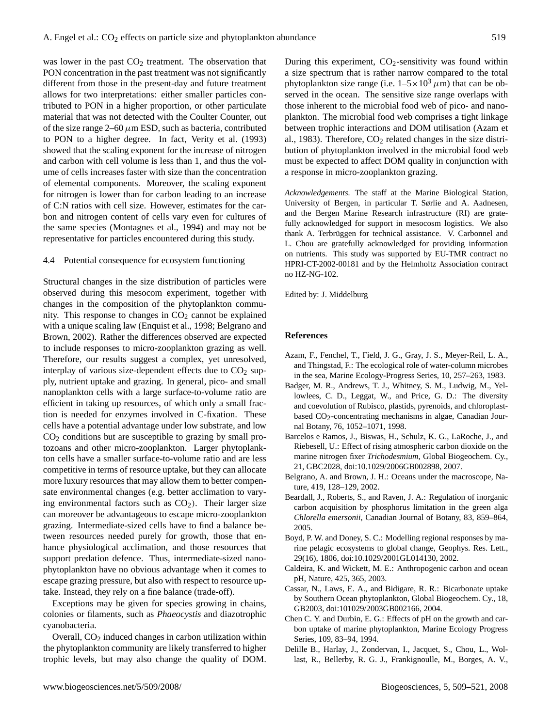was lower in the past $CO_2$ treatment. The observation that PON concentration in the past treatment was not significantly different from those in the present-day and future treatment allows for two interpretations: either smaller particles contributed to PON in a higher proportion, or other particulate material that was not detected with the Coulter Counter, out of the size range 2–60 $\mu$m ESD, such as bacteria, contributed to PON to a higher degree. In fact, Verity et al. (1993) showed that the scaling exponent for the increase of nitrogen and carbon with cell volume is less than 1, and thus the volume of cells increases faster with size than the concentration of elemental components. Moreover, the scaling exponent for nitrogen is lower than for carbon leading to an increase of C:N ratios with cell size. However, estimates for the carbon and nitrogen content of cells vary even for cultures of the same species (Montagnes et al., 1994) and may not be representative for particles encountered during this study.

### 4.4 Potential consequence for ecosystem functioning

Structural changes in the size distribution of particles were observed during this mesocom experiment, together with changes in the composition of the phytoplankton community. This response to changes in $CO_2$ cannot be explained with a unique scaling law (Enquist et al., 1998; Belgrano and Brown, 2002). Rather the differences observed are expected to include responses to micro-zooplankton grazing as well. Therefore, our results suggest a complex, yet unresolved, interplay of various size-dependent effects due to $CO_2$ supply, nutrient uptake and grazing. In general, pico- and small nanoplankton cells with a large surface-to-volume ratio are efficient in taking up resources, of which only a small fraction is needed for enzymes involved in C-fixation. These cells have a potential advantage under low substrate, and low $CO_2$ conditions but are susceptible to grazing by small protozoans and other micro-zooplankton. Larger phytoplankton cells have a smaller surface-to-volume ratio and are less competitive in terms of resource uptake, but they can allocate more luxury resources that may allow them to better compensate environmental changes (e.g. better acclimation to varying environmental factors such as $CO_2$). Their larger size can moreover be advantageous to escape micro-zooplankton grazing. Intermediate-sized cells have to find a balance between resources needed purely for growth, those that enhance physiological acclimation, and those resources that support predation defence. Thus, intermediate-sized nanophytoplankton have no obvious advantage when it comes to escape grazing pressure, but also with respect to resource uptake. Instead, they rely on a fine balance (trade-off).

Exceptions may be given for species growing in chains, colonies or filaments, such as *Phaeocystis* and diazotrophic cyanobacteria.

Overall, $CO_2$ induced changes in carbon utilization within the phytoplankton community are likely transferred to higher trophic levels, but may also change the quality of DOM. During this experiment, $CO_2$-sensitivity was found within a size spectrum that is rather narrow compared to the total phytoplankton size range (i.e. $1–5\times10^3$ $\mu$m) that can be observed in the ocean. The sensitive size range overlaps with those inherent to the microbial food web of pico- and nanoplankton. The microbial food web comprises a tight linkage between trophic interactions and DOM utilisation (Azam et al., 1983). Therefore, $CO_2$ related changes in the size distribution of phytoplankton involved in the microbial food web must be expected to affect DOM quality in conjunction with a response in micro-zooplankton grazing.

*Acknowledgements.* The staff at the Marine Biological Station, University of Bergen, in particular T. Sørlie and A. Aadnesen, and the Bergen Marine Research infrastructure (RI) are gratefully acknowledged for support in mesocosm logistics. We also thank A. Terbrüggen for technical assistance. V. Carbonnel and L. Chou are gratefully acknowledged for providing information on nutrients. This study was supported by EU-TMR contract no HPRI-CT-2002-00181 and by the Helmholtz Association contract no HZ-NG-102.

Edited by: J. Middelburg

## References

Azam, F., Fenchel, T., Field, J. G., Gray, J. S., Meyer-Reil, L. A., and Thingstad, F.: The ecological role of water-column microbes in the sea, Marine Ecology-Progress Series, 10, 257–263, 1983.

Badger, M. R., Andrews, T. J., Whitney, S. M., Ludwig, M., Yellowlees, C. D., Leggat, W., and Price, G. D.: The diversity and coevolution of Rubisco, plastids, pyrenoids, and chloroplast-based $CO_2$-concentrating mechanisms in algae, Canadian Journal Botany, 76, 1052–1071, 1998.

Barcelos e Ramos, J., Biswas, H., Schulz, K. G., LaRoche, J., and Riebesell, U.: Effect of rising atmospheric carbon dioxide on the marine nitrogen fixer *Trichodesmium*, Global Biogeochem. Cy., 21, GBC2028, doi:10.1029/2006GB002898, 2007.

Belgrano, A. and Brown, J. H.: Oceans under the macroscope, Nature, 419, 128–129, 2002.

Beardall, J., Roberts, S., and Raven, J. A.: Regulation of inorganic carbon acquisition by phosphorus limitation in the green alga *Chlorella emersonii*, Canadian Journal of Botany, 83, 859–864, 2005.

Boyd, P. W. and Doney, S. C.: Modelling regional responses by marine pelagic ecosystems to global change, Geophys. Res. Lett., 29(16), 1806, doi:10.1029/2001GL014130, 2002.

Caldeira, K. and Wickett, M. E.: Anthropogenic carbon and ocean pH, Nature, 425, 365, 2003.

Cassar, N., Laws, E. A., and Bidigare, R. R.: Bicarbonate uptake by Southern Ocean phytoplankton, Global Biogeochem. Cy., 18, GB2003, doi:101029/2003GB002166, 2004.

Chen C. Y. and Durbin, E. G.: Effects of pH on the growth and carbon uptake of marine phytoplankton, Marine Ecology Progress Series, 109, 83–94, 1994.

Delille B., Harlay, J., Zondervan, I., Jacquet, S., Chou, L., Wollast, R., Bellerby, R. G. J., Frankignoulle, M., Borges, A. V.,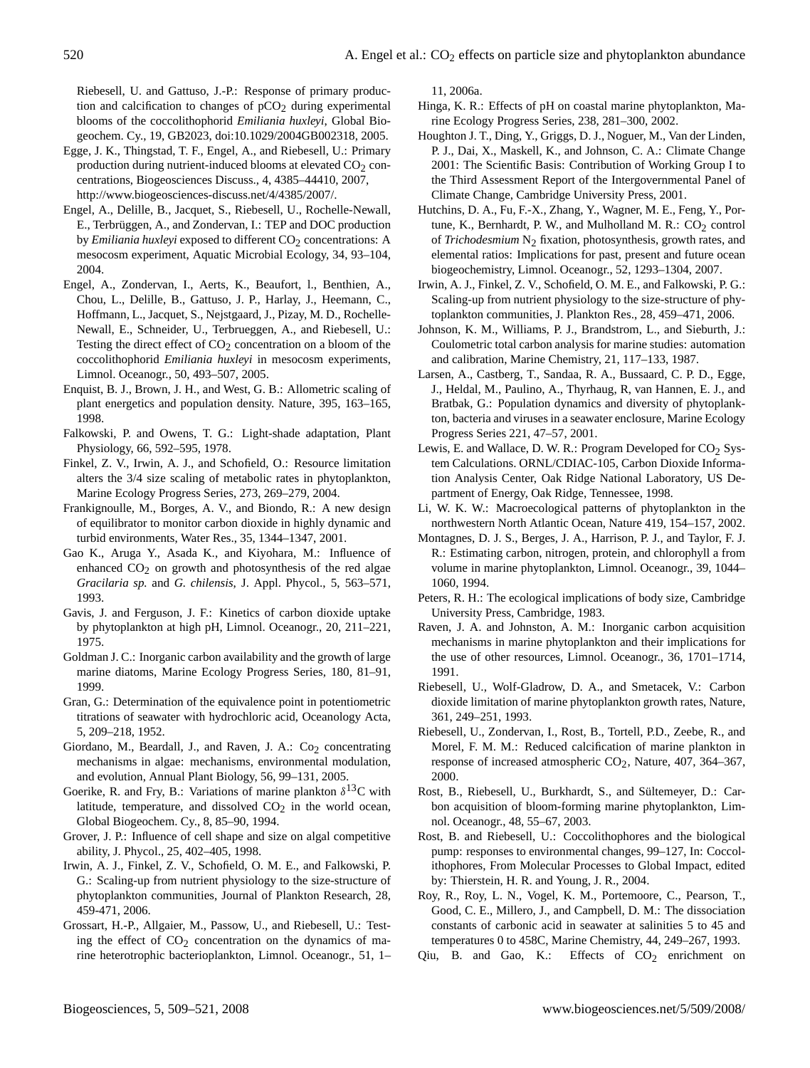Riebesell, U. and Gattuso, J.-P.: Response of primary production and calcification to changes of $pCO_2$ during experimental blooms of the coccolithophorid *Emiliania huxleyi*, Global Biogeochem. Cy., 19, GB2023, doi:10.1029/2004GB002318, 2005.

Egge, J. K., Thingstad, T. F., Engel, A., and Riebesell, U.: Primary production during nutrient-induced blooms at elevated $CO_2$ concentrations, Biogeosciences Discuss., 4, 4385–44410, 2007, http://www.biogeosciences-discuss.net/4/4385/2007/.

Engel, A., Delille, B., Jacquet, S., Riebesell, U., Rochelle-Newall, E., Terbrüggen, A., and Zondervan, I.: TEP and DOC production by *Emiliania huxleyi* exposed to different $CO_2$ concentrations: A mesocosm experiment, Aquatic Microbial Ecology, 34, 93–104, 2004.

Engel, A., Zondervan, I., Aerts, K., Beaufort, l., Benthien, A., Chou, L., Delille, B., Gattuso, J. P., Harlay, J., Heemann, C., Hoffmann, L., Jacquet, S., Nejstgaard, J., Pizay, M. D., Rochelle-Newall, E., Schneider, U., Terbrueggen, A., and Riebesell, U.: Testing the direct effect of $CO_2$ concentration on a bloom of the coccolithophorid *Emiliania huxleyi* in mesocosm experiments, Limnol. Oceanogr., 50, 493–507, 2005.

Enquist, B. J., Brown, J. H., and West, G. B.: Allometric scaling of plant energetics and population density. Nature, 395, 163–165, 1998.

Falkowski, P. and Owens, T. G.: Light-shade adaptation, Plant Physiology, 66, 592–595, 1978.

Finkel, Z. V., Irwin, A. J., and Schofield, O.: Resource limitation alters the 3/4 size scaling of metabolic rates in phytoplankton, Marine Ecology Progress Series, 273, 269–279, 2004.

Frankignoulle, M., Borges, A. V., and Biondo, R.: A new design of equilibrator to monitor carbon dioxide in highly dynamic and turbid environments, Water Res., 35, 1344–1347, 2001.

Gao K., Aruga Y., Asada K., and Kiyohara, M.: Influence of enhanced $CO_2$ on growth and photosynthesis of the red algae *Gracilaria sp.* and *G. chilensis*, J. Appl. Phycol., 5, 563–571, 1993.

Gavis, J. and Ferguson, J. F.: Kinetics of carbon dioxide uptake by phytoplankton at high pH, Limnol. Oceanogr., 20, 211–221, 1975.

Goldman J. C.: Inorganic carbon availability and the growth of large marine diatoms, Marine Ecology Progress Series, 180, 81–91, 1999.

Gran, G.: Determination of the equivalence point in potentiometric titrations of seawater with hydrochloric acid, Oceanology Acta, 5, 209–218, 1952.

Giordano, M., Beardall, J., and Raven, J. A.: $Co_2$ concentrating mechanisms in algae: mechanisms, environmental modulation, and evolution, Annual Plant Biology, 56, 99–131, 2005.

Goerike, R. and Fry, B.: Variations of marine plankton $\delta^{13}C$ with latitude, temperature, and dissolved $CO_2$ in the world ocean, Global Biogeochem. Cy., 8, 85–90, 1994.

Grover, J. P.: Influence of cell shape and size on algal competitive ability, J. Phycol., 25, 402–405, 1998.

Irwin, A. J., Finkel, Z. V., Schofield, O. M. E., and Falkowski, P. G.: Scaling-up from nutrient physiology to the size-structure of phytoplankton communities, Journal of Plankton Research, 28, 459-471, 2006.

Grossart, H.-P., Allgaier, M., Passow, U., and Riebesell, U.: Testing the effect of $CO_2$ concentration on the dynamics of marine heterotrophic bacterioplankton, Limnol. Oceanogr., 51, 1–11, 2006a.

Hinga, K. R.: Effects of pH on coastal marine phytoplankton, Marine Ecology Progress Series, 238, 281–300, 2002.

Houghton J. T., Ding, Y., Griggs, D. J., Noguer, M., Van der Linden, P. J., Dai, X., Maskell, K., and Johnson, C. A.: Climate Change 2001: The Scientific Basis: Contribution of Working Group I to the Third Assessment Report of the Intergovernmental Panel of Climate Change, Cambridge University Press, 2001.

Hutchins, D. A., Fu, F.-X., Zhang, Y., Wagner, M. E., Feng, Y., Portune, K., Bernhardt, P. W., and Mulholland M. R.: $CO_2$ control of *Trichodesmium* $N_2$ fixation, photosynthesis, growth rates, and elemental ratios: Implications for past, present and future ocean biogeochemistry, Limnol. Oceanogr., 52, 1293–1304, 2007.

Irwin, A. J., Finkel, Z. V., Schofield, O. M. E., and Falkowski, P. G.: Scaling-up from nutrient physiology to the size-structure of phytoplankton communities, J. Plankton Res., 28, 459–471, 2006.

Johnson, K. M., Williams, P. J., Brandstrom, L., and Sieburth, J.: Coulometric total carbon analysis for marine studies: automation and calibration, Marine Chemistry, 21, 117–133, 1987.

Larsen, A., Castberg, T., Sandaa, R. A., Bussaard, C. P. D., Egge, J., Heldal, M., Paulino, A., Thyrhaug, R, van Hannen, E. J., and Bratbak, G.: Population dynamics and diversity of phytoplankton, bacteria and viruses in a seawater enclosure, Marine Ecology Progress Series 221, 47–57, 2001.

Lewis, E. and Wallace, D. W. R.: Program Developed for $CO_2$ System Calculations. ORNL/CDIAC-105, Carbon Dioxide Information Analysis Center, Oak Ridge National Laboratory, US Department of Energy, Oak Ridge, Tennessee, 1998.

Li, W. K. W.: Macroecological patterns of phytoplankton in the northwestern North Atlantic Ocean, Nature 419, 154–157, 2002.

Montagnes, D. J. S., Berges, J. A., Harrison, P. J., and Taylor, F. J. R.: Estimating carbon, nitrogen, protein, and chlorophyll a from volume in marine phytoplankton, Limnol. Oceanogr., 39, 1044–1060, 1994.

Peters, R. H.: The ecological implications of body size, Cambridge University Press, Cambridge, 1983.

Raven, J. A. and Johnston, A. M.: Inorganic carbon acquisition mechanisms in marine phytoplankton and their implications for the use of other resources, Limnol. Oceanogr., 36, 1701–1714, 1991.

Riebesell, U., Wolf-Gladrow, D. A., and Smetacek, V.: Carbon dioxide limitation of marine phytoplankton growth rates, Nature, 361, 249–251, 1993.

Riebesell, U., Zondervan, I., Rost, B., Tortell, P.D., Zeebe, R., and Morel, F. M. M.: Reduced calcification of marine plankton in response of increased atmospheric $CO_2$, Nature, 407, 364–367, 2000.

Rost, B., Riebesell, U., Burkhardt, S., and Sültemeyer, D.: Carbon acquisition of bloom-forming marine phytoplankton, Limnol. Oceanogr., 48, 55–67, 2003.

Rost, B. and Riebesell, U.: Coccolithophores and the biological pump: responses to environmental changes, 99–127, In: Coccolithophores, From Molecular Processes to Global Impact, edited by: Thierstein, H. R. and Young, J. R., 2004.

Roy, R., Roy, L. N., Vogel, K. M., Portemoore, C., Pearson, T., Good, C. E., Millero, J., and Campbell, D. M.: The dissociation constants of carbonic acid in seawater at salinities 5 to 45 and temperatures 0 to 458C, Marine Chemistry, 44, 249–267, 1993.

Qiu, B. and Gao, K.: Effects of $CO_2$ enrichment on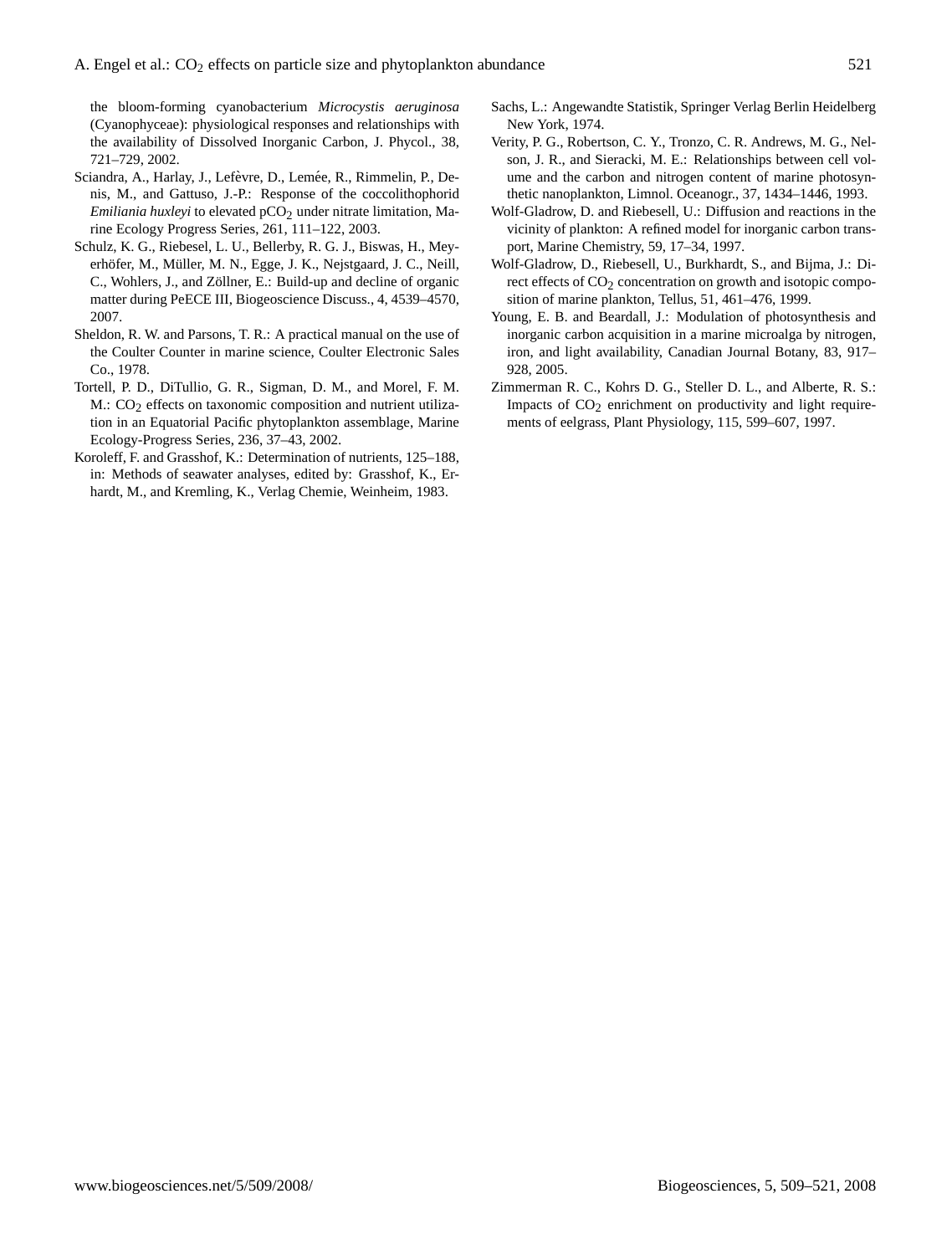the bloom-forming cyanobacterium *Microcystis aeruginosa* (Cyanophyceae): physiological responses and relationships with the availability of Dissolved Inorganic Carbon, J. Phycol., 38, 721–729, 2002.

Sciandra, A., Harlay, J., Lefèvre, D., Lemée, R., Rimmelin, P., Denis, M., and Gattuso, J.-P.: Response of the coccolithophorid *Emiliania huxleyi* to elevated $pCO_2$ under nitrate limitation, Marine Ecology Progress Series, 261, 111–122, 2003.

Schulz, K. G., Riebesel, L. U., Bellerby, R. G. J., Biswas, H., Meyerhöfer, M., Müller, M. N., Egge, J. K., Nejstgaard, J. C., Neill, C., Wohlers, J., and Zöllner, E.: Build-up and decline of organic matter during PeECE III, Biogeoscience Discuss., 4, 4539–4570, 2007.

Sheldon, R. W. and Parsons, T. R.: A practical manual on the use of the Coulter Counter in marine science, Coulter Electronic Sales Co., 1978.

Tortell, P. D., DiTullio, G. R., Sigman, D. M., and Morel, F. M. M.: $CO_2$ effects on taxonomic composition and nutrient utilization in an Equatorial Pacific phytoplankton assemblage, Marine Ecology-Progress Series, 236, 37–43, 2002.

Koroleff, F. and Grasshof, K.: Determination of nutrients, 125–188, in: Methods of seawater analyses, edited by: Grasshof, K., Erhardt, M., and Kremling, K., Verlag Chemie, Weinheim, 1983.

Sachs, L.: Angewandte Statistik, Springer Verlag Berlin Heidelberg New York, 1974.

Verity, P. G., Robertson, C. Y., Tronzo, C. R. Andrews, M. G., Nelson, J. R., and Sieracki, M. E.: Relationships between cell volume and the carbon and nitrogen content of marine photosynthetic nanoplankton, Limnol. Oceanogr., 37, 1434–1446, 1993.

Wolf-Gladrow, D. and Riebesell, U.: Diffusion and reactions in the vicinity of plankton: A refined model for inorganic carbon transport, Marine Chemistry, 59, 17–34, 1997.

Wolf-Gladrow, D., Riebesell, U., Burkhardt, S., and Bijma, J.: Direct effects of $CO_2$ concentration on growth and isotopic composition of marine plankton, Tellus, 51, 461–476, 1999.

Young, E. B. and Beardall, J.: Modulation of photosynthesis and inorganic carbon acquisition in a marine microalga by nitrogen, iron, and light availability, Canadian Journal Botany, 83, 917–928, 2005.

Zimmerman R. C., Kohrs D. G., Steller D. L., and Alberte, R. S.: Impacts of $CO_2$ enrichment on productivity and light requirements of eelgrass, Plant Physiology, 115, 599–607, 1997.